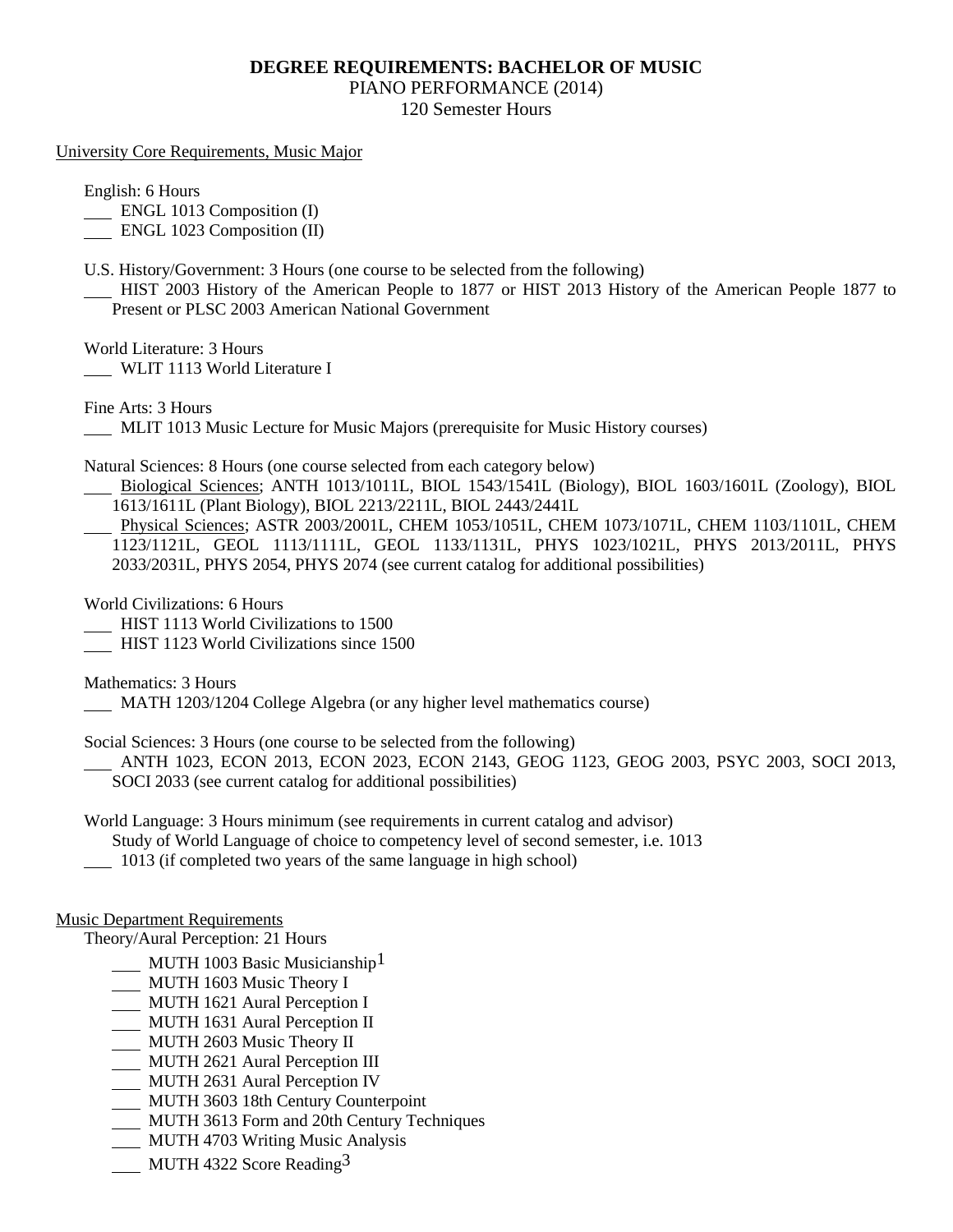# DEGREE REQUIREMENTS: BACHELOR OF MUSIC

PIANO PERFORMANCE (2014)

120 Semester Hours

## University Core Requirements, Music Major

English: 6 Hours

___ ENGL 1013 Composition (I)

___ ENGL 1023 Composition (II)

U.S. History/Government: 3 Hours (one course to be selected from the following)

___ HIST 2003 History of the American People to 1877 or HIST 2013 History of the American People 1877 to Present or PLSC 2003 American National Government

World Literature: 3 Hours

___ WLIT 1113 World Literature I

Fine Arts: 3 Hours

___ MLIT 1013 Music Lecture for Music Majors (prerequisite for Music History courses)

Natural Sciences: 8 Hours (one course selected from each category below)

___ Biological Sciences; ANTH 1013/1011L, BIOL 1543/1541L (Biology), BIOL 1603/1601L (Zoology), BIOL 1613/1611L (Plant Biology), BIOL 2213/2211L, BIOL 2443/2441L

___ Physical Sciences; ASTR 2003/2001L, CHEM 1053/1051L, CHEM 1073/1071L, CHEM 1103/1101L, CHEM 1123/1121L, GEOL 1113/1111L, GEOL 1133/1131L, PHYS 1023/1021L, PHYS 2013/2011L, PHYS 2033/2031L, PHYS 2054, PHYS 2074 (see current catalog for additional possibilities)

World Civilizations: 6 Hours

___ HIST 1113 World Civilizations to 1500

___ HIST 1123 World Civilizations since 1500

Mathematics: 3 Hours

___ MATH 1203/1204 College Algebra (or any higher level mathematics course)

Social Sciences: 3 Hours (one course to be selected from the following)

___ ANTH 1023, ECON 2013, ECON 2023, ECON 2143, GEOG 1123, GEOG 2003, PSYC 2003, SOCI 2013, SOCI 2033 (see current catalog for additional possibilities)

World Language: 3 Hours minimum (see requirements in current catalog and advisor)

Study of World Language of choice to competency level of second semester, i.e. 1013

___ 1013 (if completed two years of the same language in high school)

## Music Department Requirements

Theory/Aural Perception: 21 Hours

___ MUTH 1003 Basic Musicianship[1]

___ MUTH 1603 Music Theory I

___ MUTH 1621 Aural Perception I

___ MUTH 1631 Aural Perception II

___ MUTH 2603 Music Theory II

___ MUTH 2621 Aural Perception III

___ MUTH 2631 Aural Perception IV

___ MUTH 3603 18th Century Counterpoint

___ MUTH 3613 Form and 20th Century Techniques

___ MUTH 4703 Writing Music Analysis

___ MUTH 4322 Score Reading[3]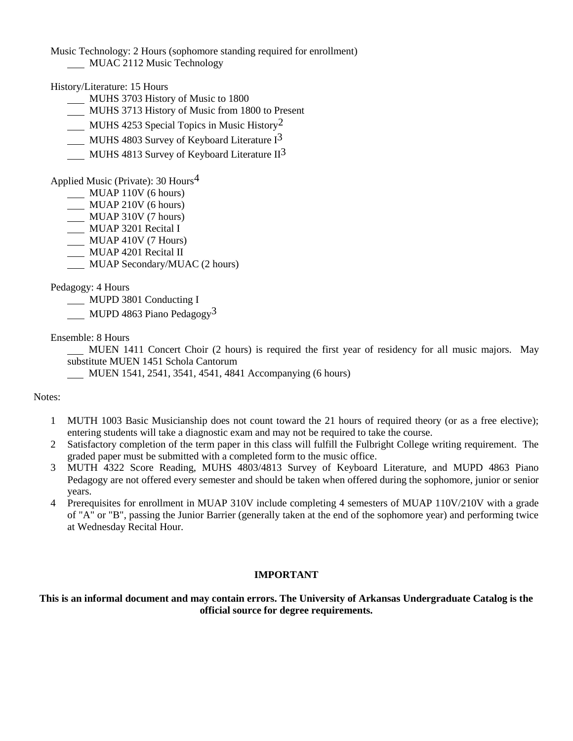Music Technology: 2 Hours (sophomore standing required for enrollment)

\_\_\_ MUAC 2112 Music Technology

History/Literature: 15 Hours

\_\_\_ MUHS 3703 History of Music to 1800

\_\_\_ MUHS 3713 History of Music from 1800 to Present

\_\_\_ MUHS 4253 Special Topics in Music History[2]

\_\_\_ MUHS 4803 Survey of Keyboard Literature I[3]

\_\_\_ MUHS 4813 Survey of Keyboard Literature II[3]

Applied Music (Private): 30 Hours[4]

\_\_\_ MUAP 110V (6 hours)

\_\_\_ MUAP 210V (6 hours)

\_\_\_ MUAP 310V (7 hours)

\_\_\_ MUAP 3201 Recital I

\_\_\_ MUAP 410V (7 Hours)

\_\_\_ MUAP 4201 Recital II

\_\_\_ MUAP Secondary/MUAC (2 hours)

Pedagogy: 4 Hours

\_\_\_ MUPD 3801 Conducting I

\_\_\_ MUPD 4863 Piano Pedagogy[3]

Ensemble: 8 Hours

\_\_\_ MUEN 1411 Concert Choir (2 hours) is required the first year of residency for all music majors. May substitute MUEN 1451 Schola Cantorum

\_\_\_ MUEN 1541, 2541, 3541, 4541, 4841 Accompanying (6 hours)

Notes:

1. MUTH 1003 Basic Musicianship does not count toward the 21 hours of required theory (or as a free elective); entering students will take a diagnostic exam and may not be required to take the course.
2. Satisfactory completion of the term paper in this class will fulfill the Fulbright College writing requirement. The graded paper must be submitted with a completed form to the music office.
3. MUTH 4322 Score Reading, MUHS 4803/4813 Survey of Keyboard Literature, and MUPD 4863 Piano Pedagogy are not offered every semester and should be taken when offered during the sophomore, junior or senior years.
4. Prerequisites for enrollment in MUAP 310V include completing 4 semesters of MUAP 110V/210V with a grade of "A" or "B", passing the Junior Barrier (generally taken at the end of the sophomore year) and performing twice at Wednesday Recital Hour.

**IMPORTANT**

**This is an informal document and may contain errors. The University of Arkansas Undergraduate Catalog is the official source for degree requirements.**